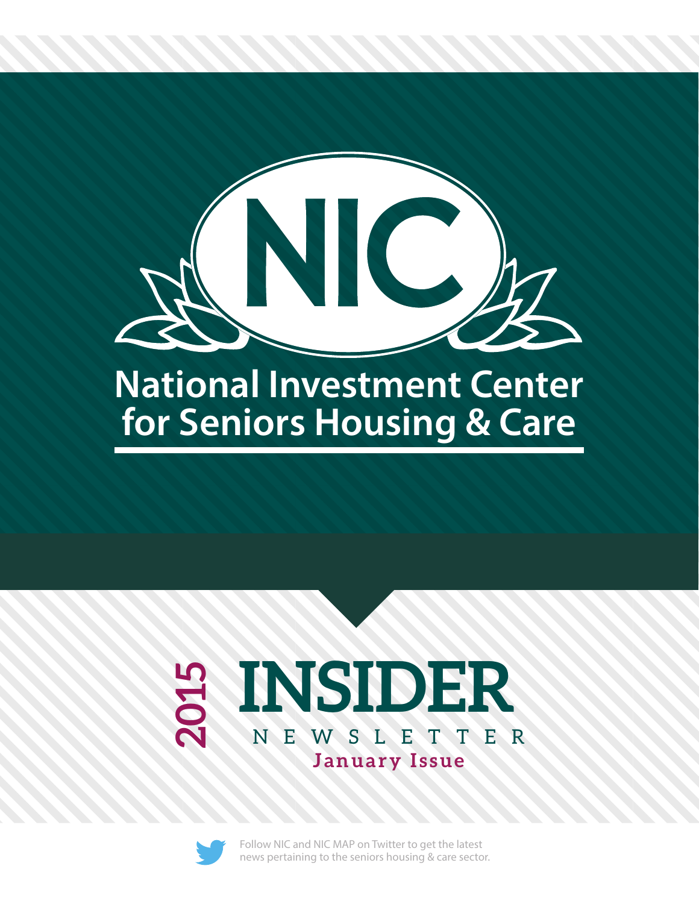# NIC

## National Investment Center for Seniors Housing & Care

# 2015 INSIDER

NEWSLETTER

**January Issue**

Follow NIC and NIC MAP on Twitter to get the latest news pertaining to the seniors housing & care sector.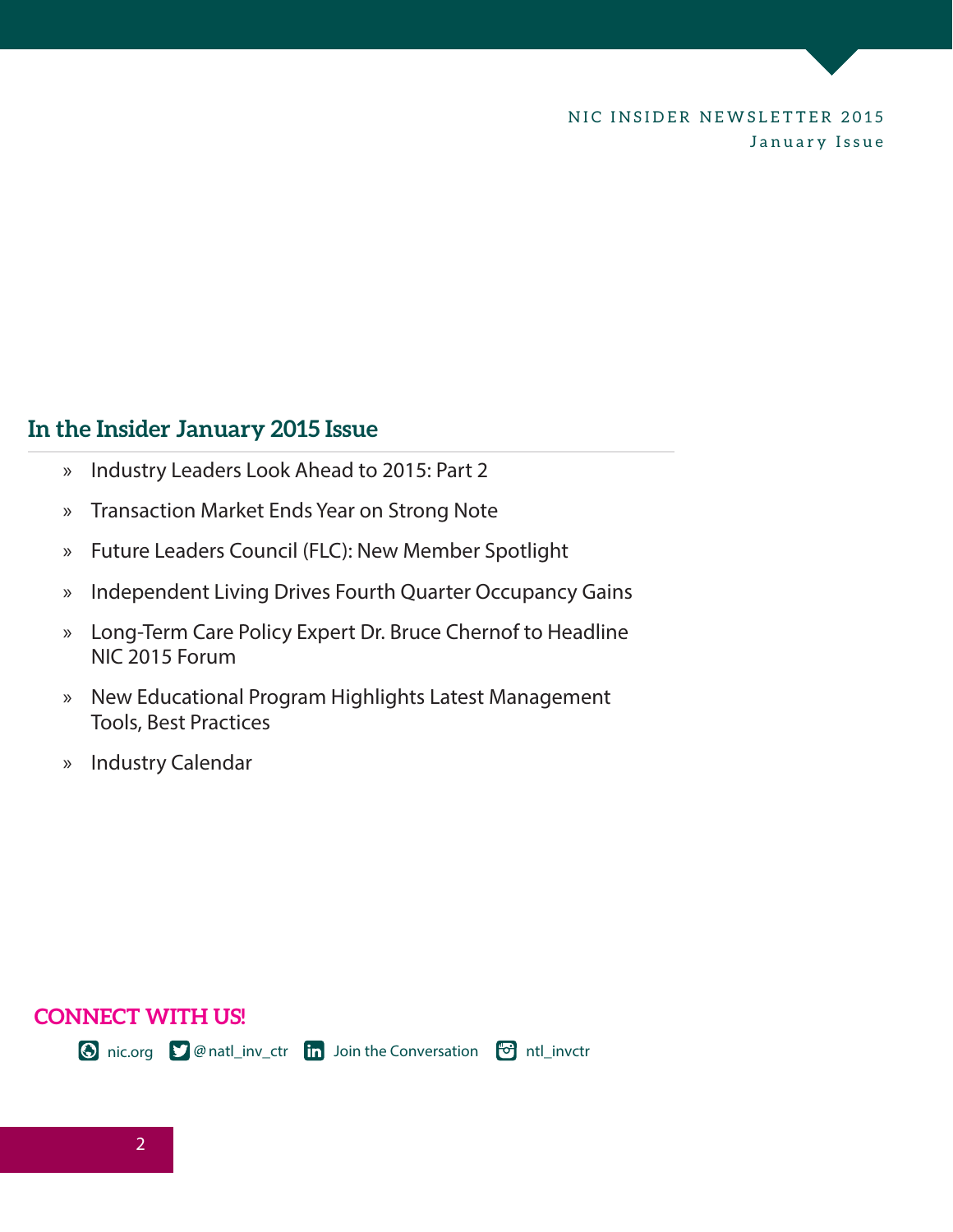## In the Insider January 2015 Issue

- Industry Leaders Look Ahead to 2015: Part 2
- Transaction Market Ends Year on Strong Note
- Future Leaders Council (FLC): New Member Spotlight
- Independent Living Drives Fourth Quarter Occupancy Gains
- Long-Term Care Policy Expert Dr. Bruce Chernof to Headline NIC 2015 Forum
- New Educational Program Highlights Latest Management Tools, Best Practices
- Industry Calendar

**CONNECT WITH US!**

nic.org @natl_inv_ctr Join the Conversation ntl_invctr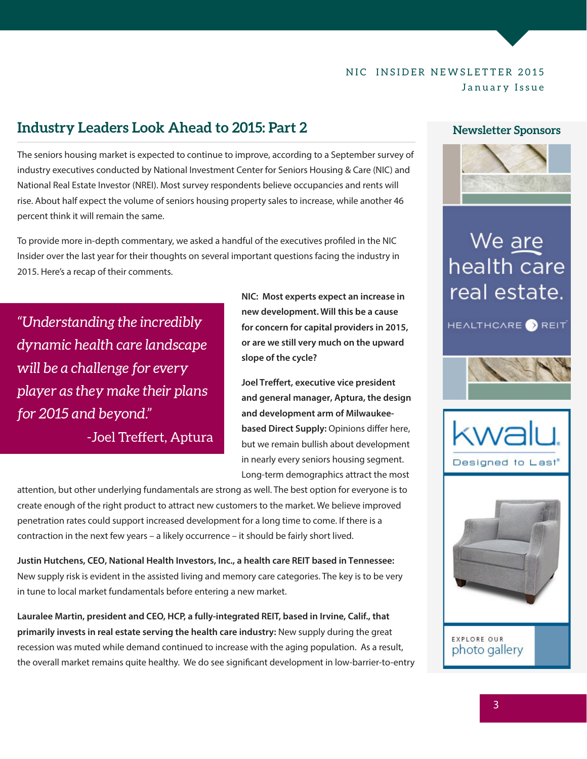## Industry Leaders Look Ahead to 2015: Part 2

The seniors housing market is expected to continue to improve, according to a September survey of industry executives conducted by National Investment Center for Seniors Housing & Care (NIC) and National Real Estate Investor (NREI). Most survey respondents believe occupancies and rents will rise. About half expect the volume of seniors housing property sales to increase, while another 46 percent think it will remain the same.

To provide more in-depth commentary, we asked a handful of the executives profiled in the NIC Insider over the last year for their thoughts on several important questions facing the industry in 2015. Here's a recap of their comments.

> *"Understanding the incredibly dynamic health care landscape will be a challenge for every player as they make their plans for 2015 and beyond."*
>
> -Joel Treffert, Aptura

**NIC: Most experts expect an increase in new development. Will this be a cause for concern for capital providers in 2015, or are we still very much on the upward slope of the cycle?**

**Joel Treffert, executive vice president and general manager, Aptura, the design and development arm of Milwaukee-based Direct Supply:** Opinions differ here, but we remain bullish about development in nearly every seniors housing segment. Long-term demographics attract the most attention, but other underlying fundamentals are strong as well. The best option for everyone is to create enough of the right product to attract new customers to the market. We believe improved penetration rates could support increased development for a long time to come. If there is a contraction in the next few years – a likely occurrence – it should be fairly short lived.

**Justin Hutchens, CEO, National Health Investors, Inc., a health care REIT based in Tennessee:** New supply risk is evident in the assisted living and memory care categories. The key is to be very in tune to local market fundamentals before entering a new market.

**Lauralee Martin, president and CEO, HCP, a fully-integrated REIT, based in Irvine, Calif., that primarily invests in real estate serving the health care industry:** New supply during the great recession was muted while demand continued to increase with the aging population. As a result, the overall market remains quite healthy. We do see significant development in low-barrier-to-entry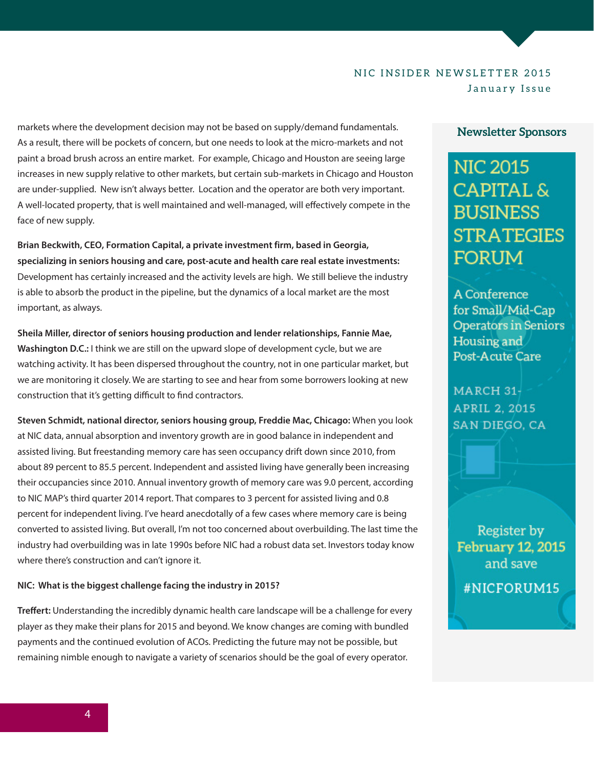markets where the development decision may not be based on supply/demand fundamentals. As a result, there will be pockets of concern, but one needs to look at the micro-markets and not paint a broad brush across an entire market. For example, Chicago and Houston are seeing large increases in new supply relative to other markets, but certain sub-markets in Chicago and Houston are under-supplied. New isn't always better. Location and the operator are both very important. A well-located property, that is well maintained and well-managed, will effectively compete in the face of new supply.

**Brian Beckwith, CEO, Formation Capital, a private investment firm, based in Georgia, specializing in seniors housing and care, post-acute and health care real estate investments:** Development has certainly increased and the activity levels are high. We still believe the industry is able to absorb the product in the pipeline, but the dynamics of a local market are the most important, as always.

**Sheila Miller, director of seniors housing production and lender relationships, Fannie Mae, Washington D.C.:** I think we are still on the upward slope of development cycle, but we are watching activity. It has been dispersed throughout the country, not in one particular market, but we are monitoring it closely. We are starting to see and hear from some borrowers looking at new construction that it's getting difficult to find contractors.

**Steven Schmidt, national director, seniors housing group, Freddie Mac, Chicago:** When you look at NIC data, annual absorption and inventory growth are in good balance in independent and assisted living. But freestanding memory care has seen occupancy drift down since 2010, from about 89 percent to 85.5 percent. Independent and assisted living have generally been increasing their occupancies since 2010. Annual inventory growth of memory care was 9.0 percent, according to NIC MAP's third quarter 2014 report. That compares to 3 percent for assisted living and 0.8 percent for independent living. I've heard anecdotally of a few cases where memory care is being converted to assisted living. But overall, I'm not too concerned about overbuilding. The last time the industry had overbuilding was in late 1990s before NIC had a robust data set. Investors today know where there's construction and can't ignore it.

**NIC: What is the biggest challenge facing the industry in 2015?**

**Treffert:** Understanding the incredibly dynamic health care landscape will be a challenge for every player as they make their plans for 2015 and beyond. We know changes are coming with bundled payments and the continued evolution of ACOs. Predicting the future may not be possible, but remaining nimble enough to navigate a variety of scenarios should be the goal of every operator.

**Newsletter Sponsors**

NIC 2015 CAPITAL & BUSINESS STRATEGIES FORUM

A Conference for Small/Mid-Cap Operators in Seniors Housing and Post-Acute Care

MARCH 31-APRIL 2, 2015
SAN DIEGO, CA

Register by **February 12, 2015** and save

#NICFORUM15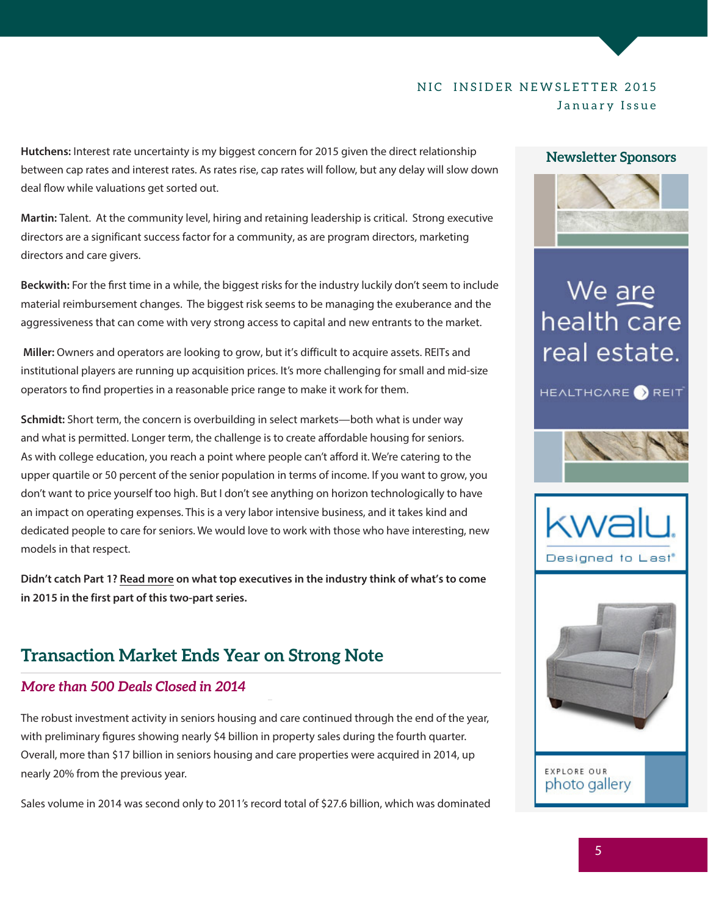**Hutchens:** Interest rate uncertainty is my biggest concern for 2015 given the direct relationship between cap rates and interest rates. As rates rise, cap rates will follow, but any delay will slow down deal flow while valuations get sorted out.

**Martin:** Talent. At the community level, hiring and retaining leadership is critical. Strong executive directors are a significant success factor for a community, as are program directors, marketing directors and care givers.

**Beckwith:** For the first time in a while, the biggest risks for the industry luckily don't seem to include material reimbursement changes. The biggest risk seems to be managing the exuberance and the aggressiveness that can come with very strong access to capital and new entrants to the market.

**Miller:** Owners and operators are looking to grow, but it's difficult to acquire assets. REITs and institutional players are running up acquisition prices. It's more challenging for small and mid-size operators to find properties in a reasonable price range to make it work for them.

**Schmidt:** Short term, the concern is overbuilding in select markets—both what is under way and what is permitted. Longer term, the challenge is to create affordable housing for seniors. As with college education, you reach a point where people can't afford it. We're catering to the upper quartile or 50 percent of the senior population in terms of income. If you want to grow, you don't want to price yourself too high. But I don't see anything on horizon technologically to have an impact on operating expenses. This is a very labor intensive business, and it takes kind and dedicated people to care for seniors. We would love to work with those who have interesting, new models in that respect.

**Didn't catch Part 1? Read more on what top executives in the industry think of what's to come in 2015 in the first part of this two-part series.**

## Transaction Market Ends Year on Strong Note

### *More than 500 Deals Closed in 2014*

The robust investment activity in seniors housing and care continued through the end of the year, with preliminary figures showing nearly $4 billion in property sales during the fourth quarter. Overall, more than $17 billion in seniors housing and care properties were acquired in 2014, up nearly 20% from the previous year.

Sales volume in 2014 was second only to 2011's record total of $27.6 billion, which was dominated

**Newsletter Sponsors**

We are health care real estate.

HEALTHCARE REIT

kwalu. Designed to Last®

EXPLORE OUR photo gallery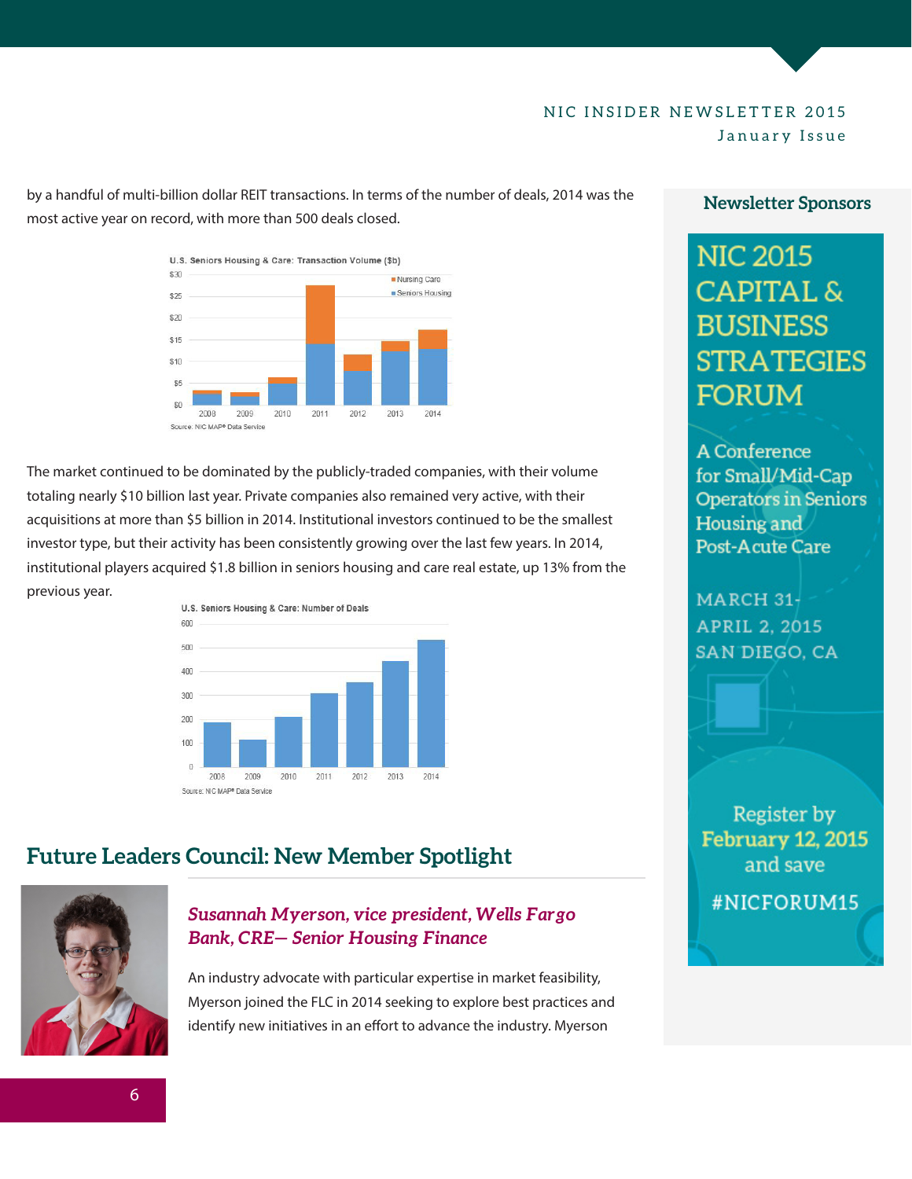by a handful of multi-billion dollar REIT transactions. In terms of the number of deals, 2014 was the most active year on record, with more than 500 deals closed.

U.S. Seniors Housing & Care: Transaction Volume ($b)

Source: NIC MAP® Data Service

The market continued to be dominated by the publicly-traded companies, with their volume totaling nearly $10 billion last year. Private companies also remained very active, with their acquisitions at more than $5 billion in 2014. Institutional investors continued to be the smallest investor type, but their activity has been consistently growing over the last few years. In 2014, institutional players acquired $1.8 billion in seniors housing and care real estate, up 13% from the previous year.

U.S. Seniors Housing & Care: Number of Deals

Source: NIC MAP® Data Service

## Future Leaders Council: New Member Spotlight

### *Susannah Myerson, vice president, Wells Fargo Bank, CRE– Senior Housing Finance*

An industry advocate with particular expertise in market feasibility, Myerson joined the FLC in 2014 seeking to explore best practices and identify new initiatives in an effort to advance the industry. Myerson

### Newsletter Sponsors

**NIC 2015 CAPITAL & BUSINESS STRATEGIES FORUM**

A Conference for Small/Mid-Cap Operators in Seniors Housing and Post-Acute Care

MARCH 31-APRIL 2, 2015
SAN DIEGO, CA

Register by **February 12, 2015** and save

#NICFORUM15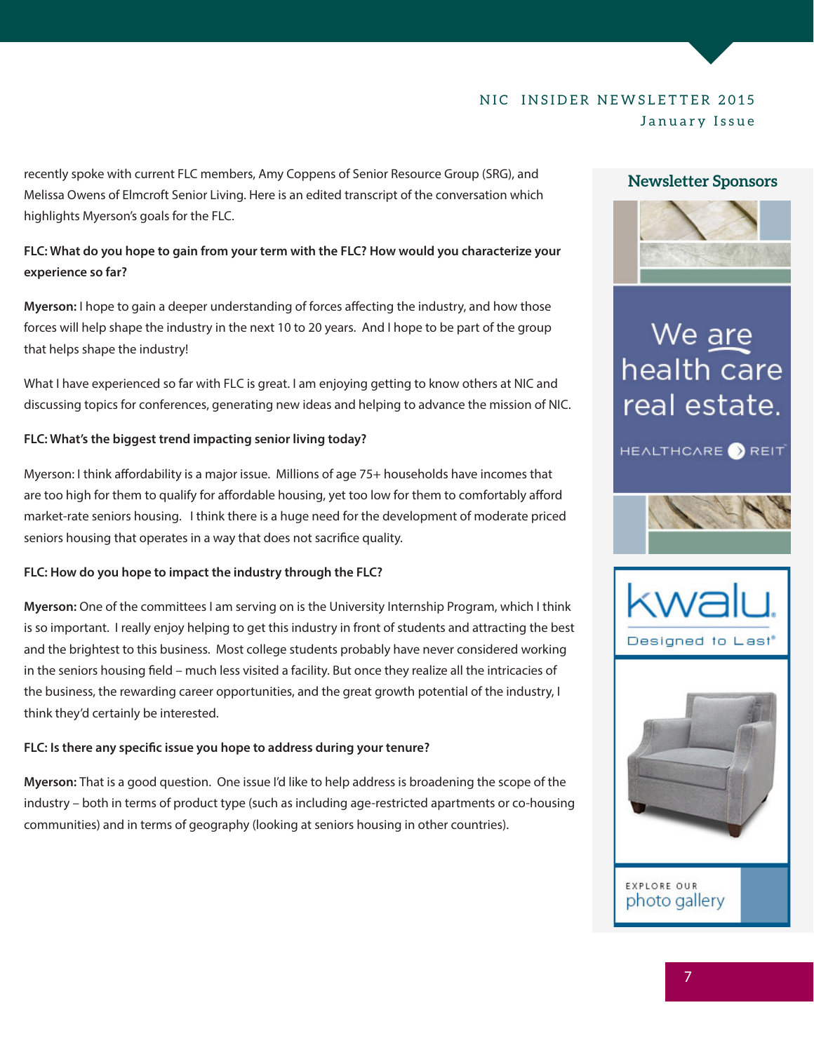recently spoke with current FLC members, Amy Coppens of Senior Resource Group (SRG), and Melissa Owens of Elmcroft Senior Living. Here is an edited transcript of the conversation which highlights Myerson's goals for the FLC.

**FLC: What do you hope to gain from your term with the FLC? How would you characterize your experience so far?**

**Myerson:** I hope to gain a deeper understanding of forces affecting the industry, and how those forces will help shape the industry in the next 10 to 20 years. And I hope to be part of the group that helps shape the industry!

What I have experienced so far with FLC is great. I am enjoying getting to know others at NIC and discussing topics for conferences, generating new ideas and helping to advance the mission of NIC.

**FLC: What's the biggest trend impacting senior living today?**

Myerson: I think affordability is a major issue. Millions of age 75+ households have incomes that are too high for them to qualify for affordable housing, yet too low for them to comfortably afford market-rate seniors housing. I think there is a huge need for the development of moderate priced seniors housing that operates in a way that does not sacrifice quality.

**FLC: How do you hope to impact the industry through the FLC?**

**Myerson:** One of the committees I am serving on is the University Internship Program, which I think is so important. I really enjoy helping to get this industry in front of students and attracting the best and the brightest to this business. Most college students probably have never considered working in the seniors housing field – much less visited a facility. But once they realize all the intricacies of the business, the rewarding career opportunities, and the great growth potential of the industry, I think they'd certainly be interested.

**FLC: Is there any specific issue you hope to address during your tenure?**

**Myerson:** That is a good question. One issue I'd like to help address is broadening the scope of the industry – both in terms of product type (such as including age-restricted apartments or co-housing communities) and in terms of geography (looking at seniors housing in other countries).

**Newsletter Sponsors**

We are health care real estate.

HEALTHCARE REIT

kwalu. Designed to Last

EXPLORE OUR photo gallery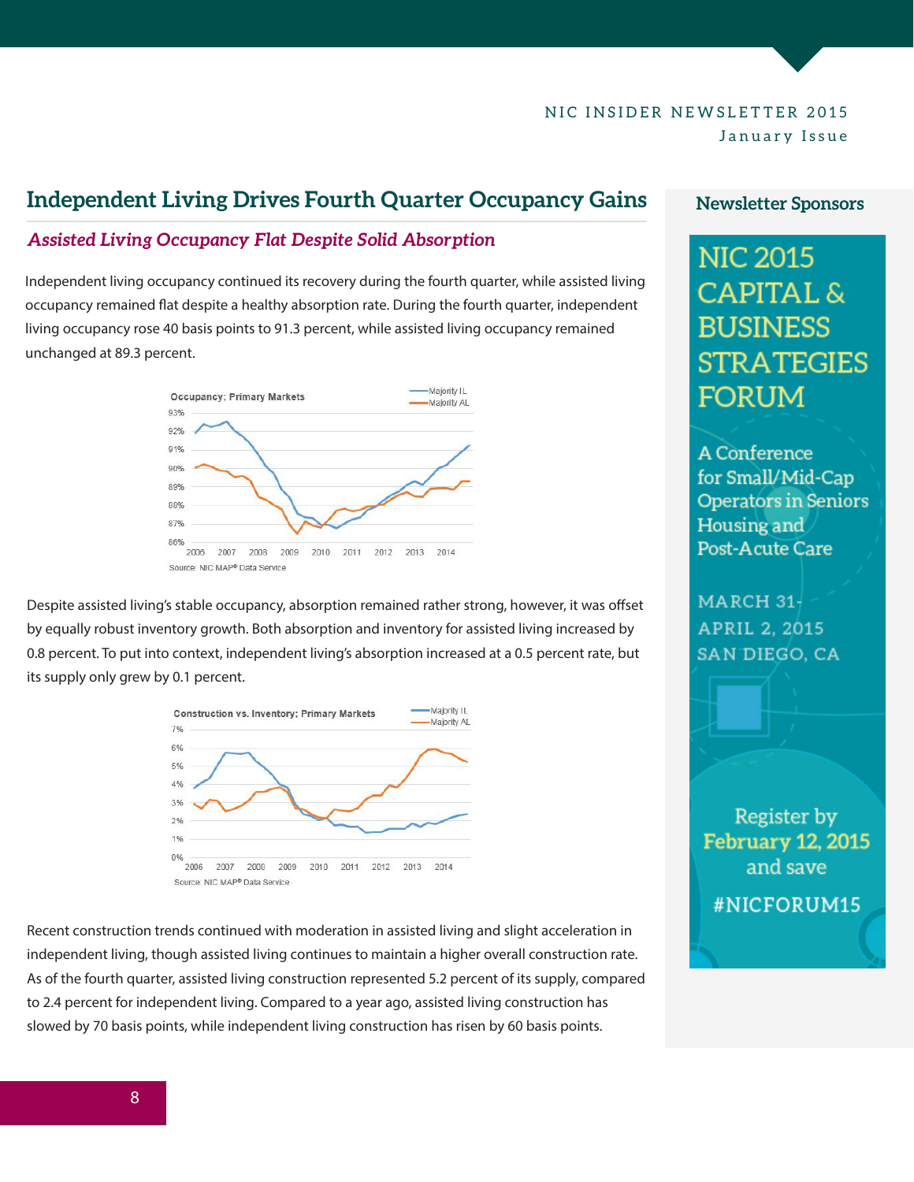## Independent Living Drives Fourth Quarter Occupancy Gains

### *Assisted Living Occupancy Flat Despite Solid Absorption*

Independent living occupancy continued its recovery during the fourth quarter, while assisted living occupancy remained flat despite a healthy absorption rate. During the fourth quarter, independent living occupancy rose 40 basis points to 91.3 percent, while assisted living occupancy remained unchanged at 89.3 percent.

Despite assisted living's stable occupancy, absorption remained rather strong, however, it was offset by equally robust inventory growth. Both absorption and inventory for assisted living increased by 0.8 percent. To put into context, independent living's absorption increased at a 0.5 percent rate, but its supply only grew by 0.1 percent.

Recent construction trends continued with moderation in assisted living and slight acceleration in independent living, though assisted living continues to maintain a higher overall construction rate. As of the fourth quarter, assisted living construction represented 5.2 percent of its supply, compared to 2.4 percent for independent living. Compared to a year ago, assisted living construction has slowed by 70 basis points, while independent living construction has risen by 60 basis points.

### Newsletter Sponsors

NIC 2015 CAPITAL & BUSINESS STRATEGIES FORUM

A Conference for Small/Mid-Cap Operators in Seniors Housing and Post-Acute Care

MARCH 31-APRIL 2, 2015
SAN DIEGO, CA

Register by **February 12, 2015** and save

#NICFORUM15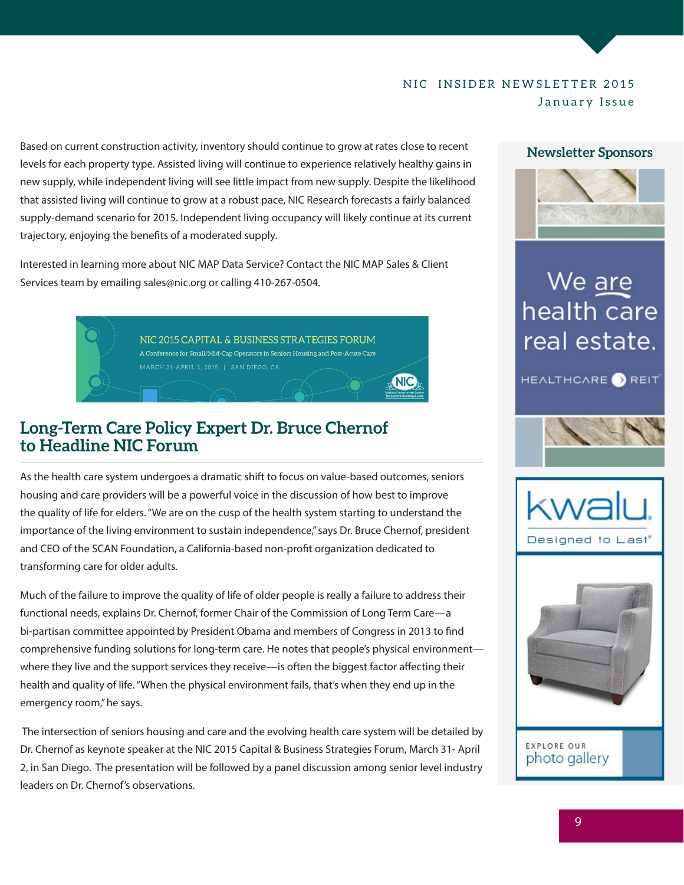Based on current construction activity, inventory should continue to grow at rates close to recent levels for each property type. Assisted living will continue to experience relatively healthy gains in new supply, while independent living will see little impact from new supply. Despite the likelihood that assisted living will continue to grow at a robust pace, NIC Research forecasts a fairly balanced supply-demand scenario for 2015. Independent living occupancy will likely continue at its current trajectory, enjoying the benefits of a moderated supply.

Interested in learning more about NIC MAP Data Service? Contact the NIC MAP Sales & Client Services team by emailing sales@nic.org or calling 410-267-0504.

NIC 2015 CAPITAL & BUSINESS STRATEGIES FORUM
A Conference for Small/Mid-Cap Operators in Seniors Housing and Post-Acute Care
MARCH 31-APRIL 2, 2015 | SAN DIEGO, CA

## Long-Term Care Policy Expert Dr. Bruce Chernof to Headline NIC Forum

As the health care system undergoes a dramatic shift to focus on value-based outcomes, seniors housing and care providers will be a powerful voice in the discussion of how best to improve the quality of life for elders. "We are on the cusp of the health system starting to understand the importance of the living environment to sustain independence," says Dr. Bruce Chernof, president and CEO of the SCAN Foundation, a California-based non-profit organization dedicated to transforming care for older adults.

Much of the failure to improve the quality of life of older people is really a failure to address their functional needs, explains Dr. Chernof, former Chair of the Commission of Long Term Care—a bi-partisan committee appointed by President Obama and members of Congress in 2013 to find comprehensive funding solutions for long-term care. He notes that people's physical environment—where they live and the support services they receive—is often the biggest factor affecting their health and quality of life. "When the physical environment fails, that's when they end up in the emergency room," he says.

The intersection of seniors housing and care and the evolving health care system will be detailed by Dr. Chernof as keynote speaker at the NIC 2015 Capital & Business Strategies Forum, March 31- April 2, in San Diego. The presentation will be followed by a panel discussion among senior level industry leaders on Dr. Chernof's observations.

### Newsletter Sponsors

We are health care real estate.
HEALTHCARE REIT

kwalu. Designed to Last

EXPLORE OUR photo gallery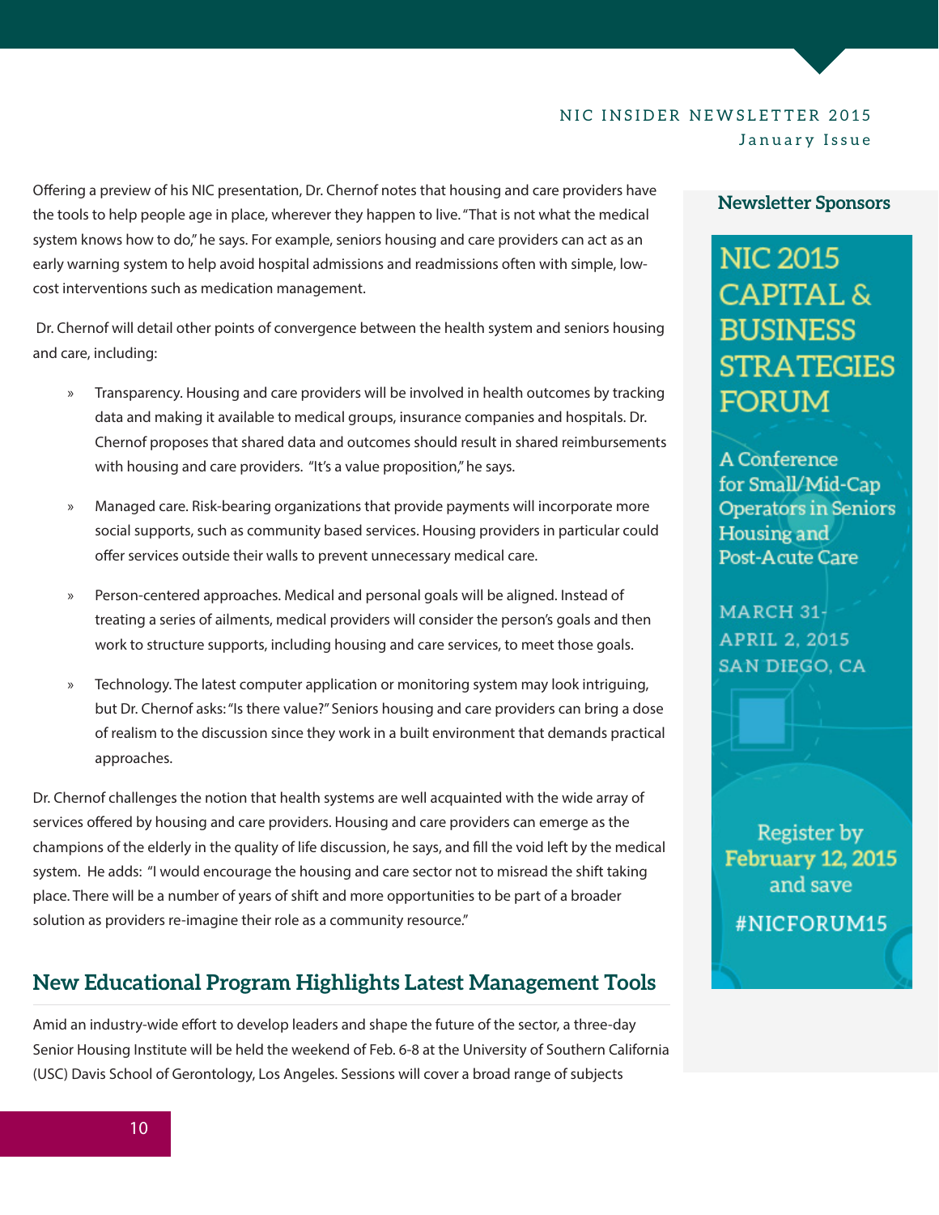Offering a preview of his NIC presentation, Dr. Chernof notes that housing and care providers have the tools to help people age in place, wherever they happen to live. "That is not what the medical system knows how to do," he says. For example, seniors housing and care providers can act as an early warning system to help avoid hospital admissions and readmissions often with simple, low-cost interventions such as medication management.

Dr. Chernof will detail other points of convergence between the health system and seniors housing and care, including:

- Transparency. Housing and care providers will be involved in health outcomes by tracking data and making it available to medical groups, insurance companies and hospitals. Dr. Chernof proposes that shared data and outcomes should result in shared reimbursements with housing and care providers. "It's a value proposition," he says.
- Managed care. Risk-bearing organizations that provide payments will incorporate more social supports, such as community based services. Housing providers in particular could offer services outside their walls to prevent unnecessary medical care.
- Person-centered approaches. Medical and personal goals will be aligned. Instead of treating a series of ailments, medical providers will consider the person's goals and then work to structure supports, including housing and care services, to meet those goals.
- Technology. The latest computer application or monitoring system may look intriguing, but Dr. Chernof asks: "Is there value?" Seniors housing and care providers can bring a dose of realism to the discussion since they work in a built environment that demands practical approaches.

Dr. Chernof challenges the notion that health systems are well acquainted with the wide array of services offered by housing and care providers. Housing and care providers can emerge as the champions of the elderly in the quality of life discussion, he says, and fill the void left by the medical system. He adds: "I would encourage the housing and care sector not to misread the shift taking place. There will be a number of years of shift and more opportunities to be part of a broader solution as providers re-imagine their role as a community resource."

## New Educational Program Highlights Latest Management Tools

Amid an industry-wide effort to develop leaders and shape the future of the sector, a three-day Senior Housing Institute will be held the weekend of Feb. 6-8 at the University of Southern California (USC) Davis School of Gerontology, Los Angeles. Sessions will cover a broad range of subjects

**Newsletter Sponsors**

NIC 2015 CAPITAL & BUSINESS STRATEGIES FORUM

A Conference for Small/Mid-Cap Operators in Seniors Housing and Post-Acute Care

MARCH 31-APRIL 2, 2015
SAN DIEGO, CA

Register by **February 12, 2015** and save

#NICFORUM15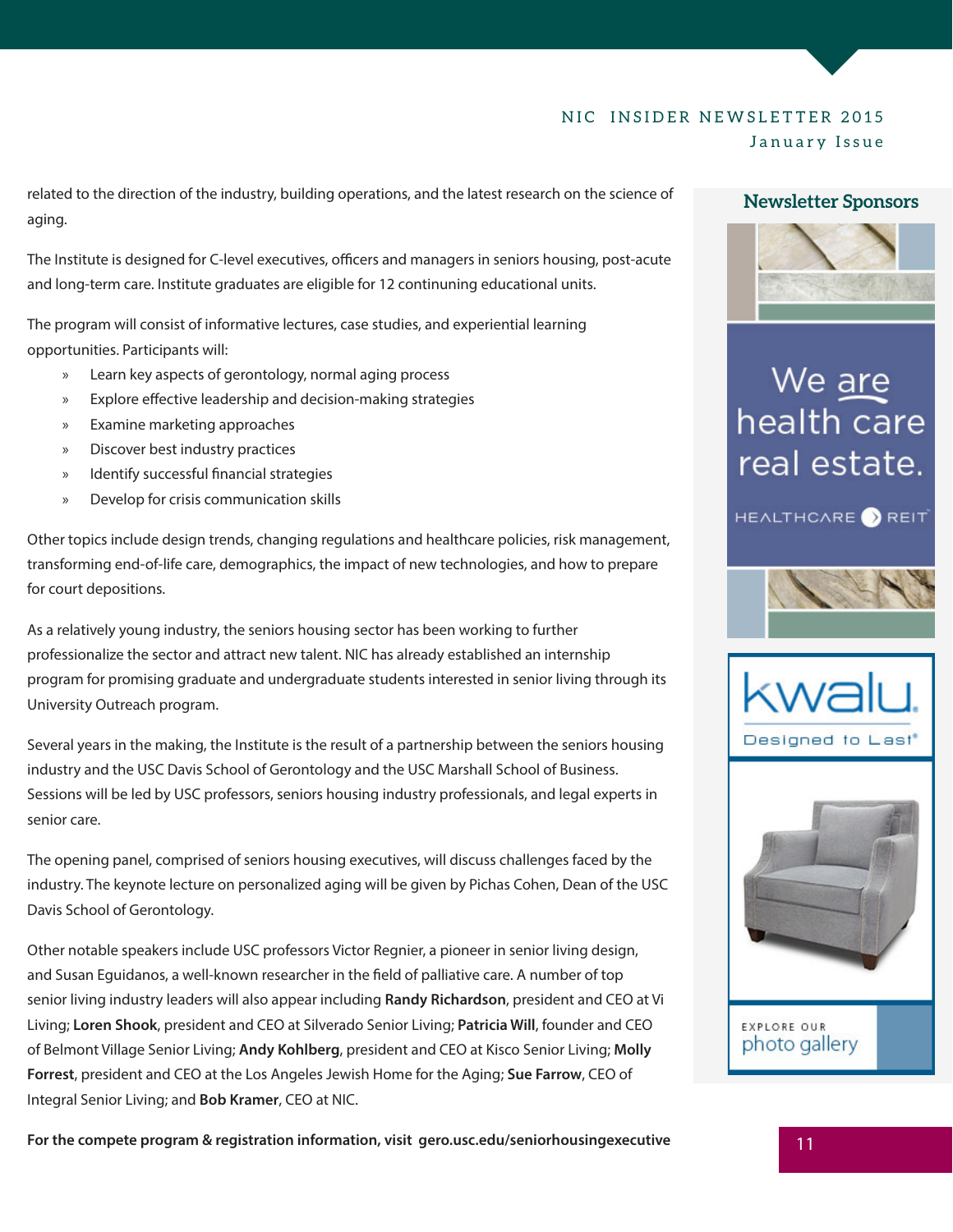related to the direction of the industry, building operations, and the latest research on the science of aging.

The Institute is designed for C-level executives, officers and managers in seniors housing, post-acute and long-term care. Institute graduates are eligible for 12 continuing educational units.

The program will consist of informative lectures, case studies, and experiential learning opportunities. Participants will:

- Learn key aspects of gerontology, normal aging process
- Explore effective leadership and decision-making strategies
- Examine marketing approaches
- Discover best industry practices
- Identify successful financial strategies
- Develop for crisis communication skills

Other topics include design trends, changing regulations and healthcare policies, risk management, transforming end-of-life care, demographics, the impact of new technologies, and how to prepare for court depositions.

As a relatively young industry, the seniors housing sector has been working to further professionalize the sector and attract new talent. NIC has already established an internship program for promising graduate and undergraduate students interested in senior living through its University Outreach program.

Several years in the making, the Institute is the result of a partnership between the seniors housing industry and the USC Davis School of Gerontology and the USC Marshall School of Business. Sessions will be led by USC professors, seniors housing industry professionals, and legal experts in senior care.

The opening panel, comprised of seniors housing executives, will discuss challenges faced by the industry. The keynote lecture on personalized aging will be given by Pichas Cohen, Dean of the USC Davis School of Gerontology.

Other notable speakers include USC professors Victor Regnier, a pioneer in senior living design, and Susan Eguidanos, a well-known researcher in the field of palliative care. A number of top senior living industry leaders will also appear including **Randy Richardson**, president and CEO at Vi Living; **Loren Shook**, president and CEO at Silverado Senior Living; **Patricia Will**, founder and CEO of Belmont Village Senior Living; **Andy Kohlberg**, president and CEO at Kisco Senior Living; **Molly Forrest**, president and CEO at the Los Angeles Jewish Home for the Aging; **Sue Farrow**, CEO of Integral Senior Living; and **Bob Kramer**, CEO at NIC.

**For the compete program & registration information, visit gero.usc.edu/seniorhousingexecutive**

## Newsletter Sponsors

We are health care real estate.

HEALTHCARE REIT

kwalu. Designed to Last®

EXPLORE OUR photo gallery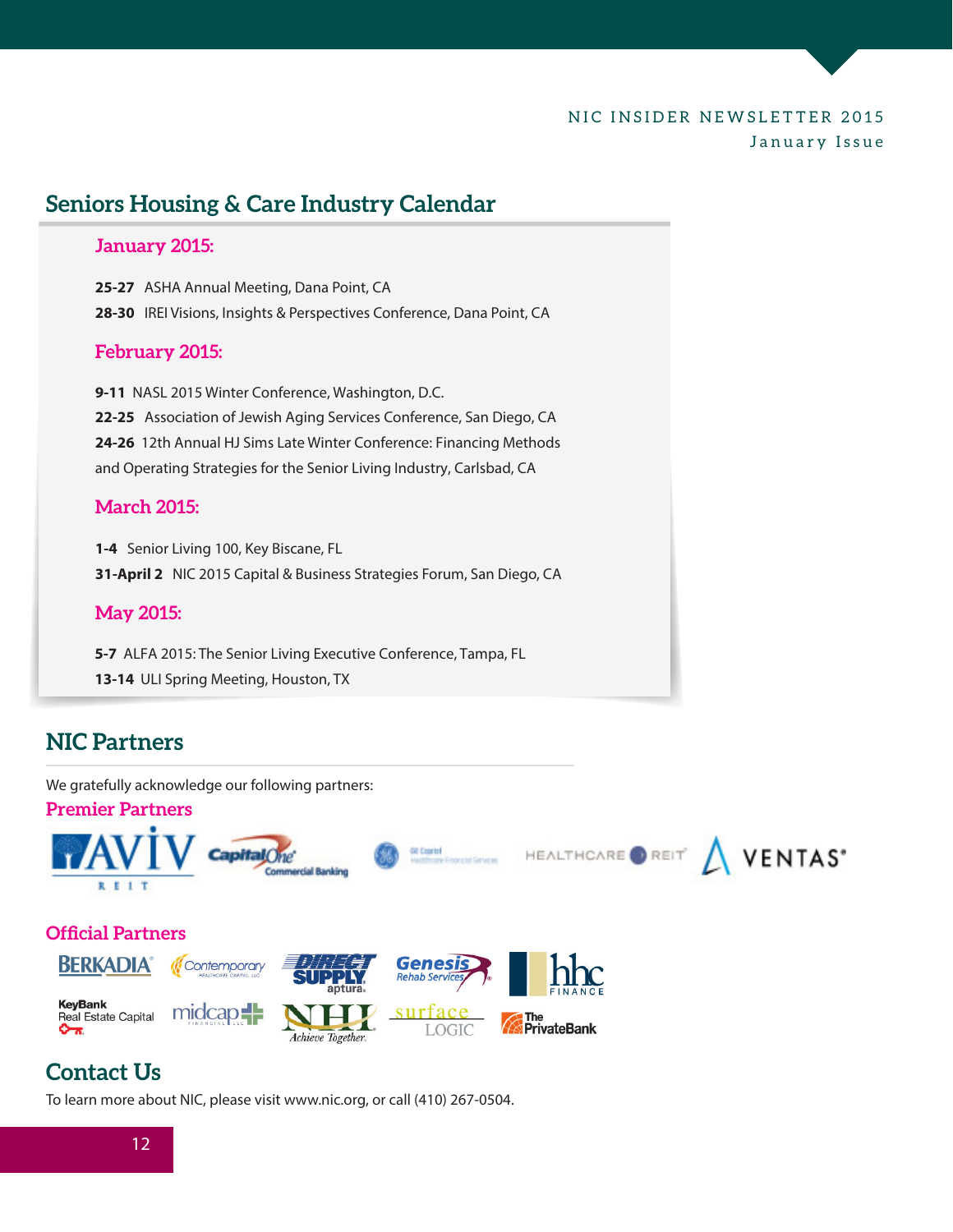## Seniors Housing & Care Industry Calendar

### January 2015:

**25-27** ASHA Annual Meeting, Dana Point, CA

**28-30** IREI Visions, Insights & Perspectives Conference, Dana Point, CA

### February 2015:

**9-11** NASL 2015 Winter Conference, Washington, D.C.

**22-25** Association of Jewish Aging Services Conference, San Diego, CA

**24-26** 12th Annual HJ Sims Late Winter Conference: Financing Methods and Operating Strategies for the Senior Living Industry, Carlsbad, CA

### March 2015:

**1-4** Senior Living 100, Key Biscane, FL

**31-April 2** NIC 2015 Capital & Business Strategies Forum, San Diego, CA

### May 2015:

**5-7** ALFA 2015: The Senior Living Executive Conference, Tampa, FL

**13-14** ULI Spring Meeting, Houston, TX

## NIC Partners

We gratefully acknowledge our following partners:

### Premier Partners

AVIV REIT
Capital One Commercial Banking
GE Capital Healthcare Financial Services
HEALTHCARE REIT
VENTAS

### Official Partners

BERKADIA
Contemporary Healthcare Capital, LLC
Direct Supply aptura
Genesis Rehab Services
hhc Finance
KeyBank Real Estate Capital
midcap Financial LLC
NHI Achieve Together.
surface LOGIC
The PrivateBank

## Contact Us

To learn more about NIC, please visit www.nic.org, or call (410) 267-0504.